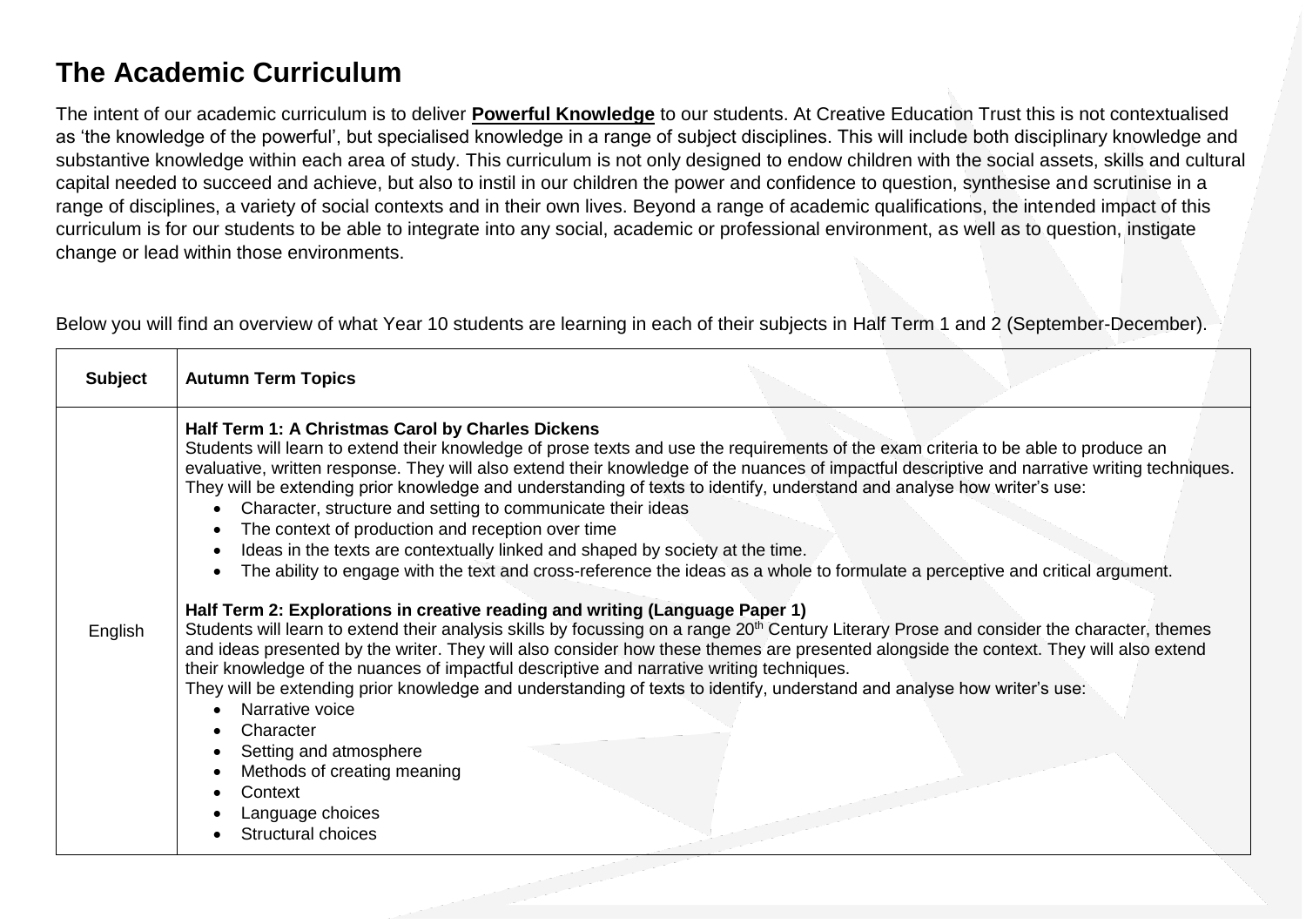# The Academic Curriculum

The intent of our academic curriculum is to deliver **Powerful Knowledge** to our students. At Creative Education Trust this is not contextualised as 'the knowledge of the powerful', but specialised knowledge in a range of subject disciplines. This will include both disciplinary knowledge and substantive knowledge within each area of study. This curriculum is not only designed to endow children with the social assets, skills and cultural capital needed to succeed and achieve, but also to instil in our children the power and confidence to question, synthesise and scrutinise in a range of disciplines, a variety of social contexts and in their own lives. Beyond a range of academic qualifications, the intended impact of this curriculum is for our students to be able to integrate into any social, academic or professional environment, as well as to question, instigate change or lead within those environments.

Below you will find an overview of what Year 10 students are learning in each of their subjects in Half Term 1 and 2 (September-December).

| Subject | Autumn Term Topics |
|---|---|
| English | **Half Term 1: A Christmas Carol by Charles Dickens**<br>Students will learn to extend their knowledge of prose texts and use the requirements of the exam criteria to be able to produce an evaluative, written response. They will also extend their knowledge of the nuances of impactful descriptive and narrative writing techniques. They will be extending prior knowledge and understanding of texts to identify, understand and analyse how writer's use:<br>• Character, structure and setting to communicate their ideas<br>• The context of production and reception over time<br>• Ideas in the texts are contextually linked and shaped by society at the time.<br>• The ability to engage with the text and cross-reference the ideas as a whole to formulate a perceptive and critical argument.<br><br>**Half Term 2: Explorations in creative reading and writing (Language Paper 1)**<br>Students will learn to extend their analysis skills by focussing on a range 20th Century Literary Prose and consider the character, themes and ideas presented by the writer. They will also consider how these themes are presented alongside the context. They will also extend their knowledge of the nuances of impactful descriptive and narrative writing techniques.<br>They will be extending prior knowledge and understanding of texts to identify, understand and analyse how writer's use:<br>• Narrative voice<br>• Character<br>• Setting and atmosphere<br>• Methods of creating meaning<br>• Context<br>• Language choices<br>• Structural choices |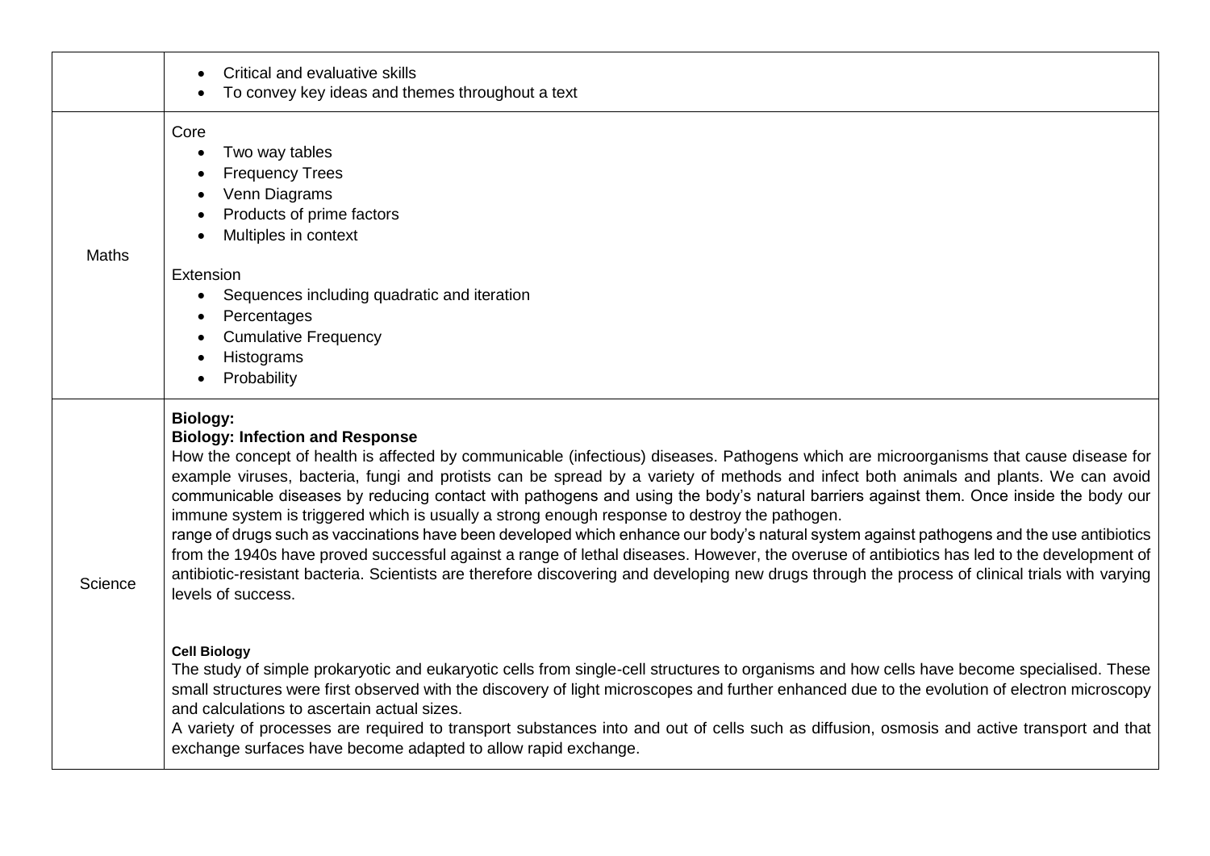| | |
|---|---|
| | • Critical and evaluative skills<br>• To convey key ideas and themes throughout a text |
| Maths | Core<br>• Two way tables<br>• Frequency Trees<br>• Venn Diagrams<br>• Products of prime factors<br>• Multiples in context<br><br>Extension<br>• Sequences including quadratic and iteration<br>• Percentages<br>• Cumulative Frequency<br>• Histograms<br>• Probability |
| Science | **Biology:**<br>**Biology: Infection and Response**<br>How the concept of health is affected by communicable (infectious) diseases. Pathogens which are microorganisms that cause disease for example viruses, bacteria, fungi and protists can be spread by a variety of methods and infect both animals and plants. We can avoid communicable diseases by reducing contact with pathogens and using the body's natural barriers against them. Once inside the body our immune system is triggered which is usually a strong enough response to destroy the pathogen.<br>range of drugs such as vaccinations have been developed which enhance our body's natural system against pathogens and the use antibiotics from the 1940s have proved successful against a range of lethal diseases. However, the overuse of antibiotics has led to the development of antibiotic-resistant bacteria. Scientists are therefore discovering and developing new drugs through the process of clinical trials with varying levels of success.<br><br>**Cell Biology**<br>The study of simple prokaryotic and eukaryotic cells from single-cell structures to organisms and how cells have become specialised. These small structures were first observed with the discovery of light microscopes and further enhanced due to the evolution of electron microscopy and calculations to ascertain actual sizes.<br>A variety of processes are required to transport substances into and out of cells such as diffusion, osmosis and active transport and that exchange surfaces have become adapted to allow rapid exchange. |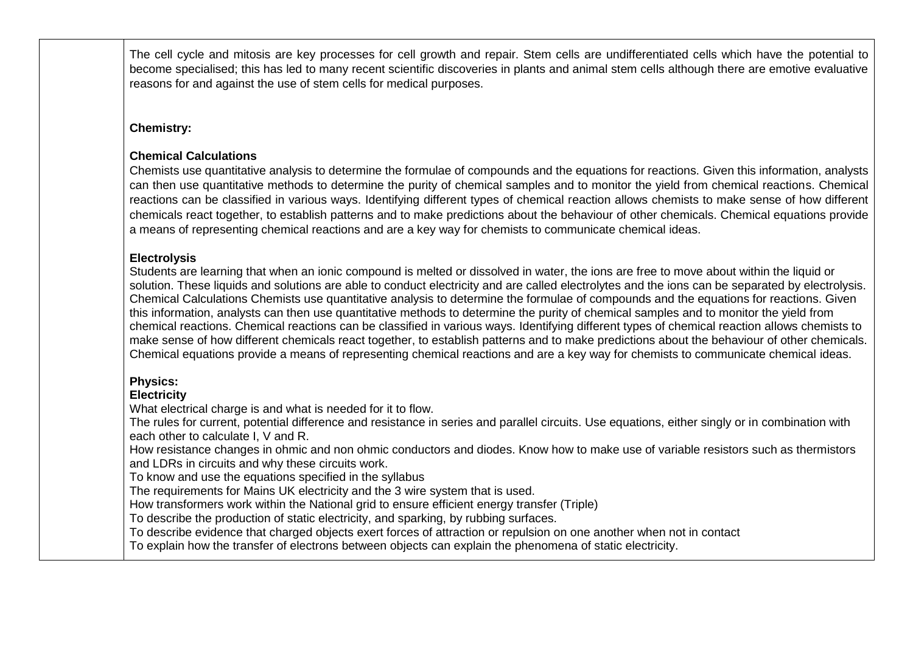The cell cycle and mitosis are key processes for cell growth and repair. Stem cells are undifferentiated cells which have the potential to become specialised; this has led to many recent scientific discoveries in plants and animal stem cells although there are emotive evaluative reasons for and against the use of stem cells for medical purposes.

**Chemistry:**

**Chemical Calculations**
Chemists use quantitative analysis to determine the formulae of compounds and the equations for reactions. Given this information, analysts can then use quantitative methods to determine the purity of chemical samples and to monitor the yield from chemical reactions. Chemical reactions can be classified in various ways. Identifying different types of chemical reaction allows chemists to make sense of how different chemicals react together, to establish patterns and to make predictions about the behaviour of other chemicals. Chemical equations provide a means of representing chemical reactions and are a key way for chemists to communicate chemical ideas.

**Electrolysis**
Students are learning that when an ionic compound is melted or dissolved in water, the ions are free to move about within the liquid or solution. These liquids and solutions are able to conduct electricity and are called electrolytes and the ions can be separated by electrolysis. Chemical Calculations Chemists use quantitative analysis to determine the formulae of compounds and the equations for reactions. Given this information, analysts can then use quantitative methods to determine the purity of chemical samples and to monitor the yield from chemical reactions. Chemical reactions can be classified in various ways. Identifying different types of chemical reaction allows chemists to make sense of how different chemicals react together, to establish patterns and to make predictions about the behaviour of other chemicals. Chemical equations provide a means of representing chemical reactions and are a key way for chemists to communicate chemical ideas.

**Physics:**
**Electricity**
What electrical charge is and what is needed for it to flow.
The rules for current, potential difference and resistance in series and parallel circuits. Use equations, either singly or in combination with each other to calculate I, V and R.
How resistance changes in ohmic and non ohmic conductors and diodes. Know how to make use of variable resistors such as thermistors and LDRs in circuits and why these circuits work.
To know and use the equations specified in the syllabus
The requirements for Mains UK electricity and the 3 wire system that is used.
How transformers work within the National grid to ensure efficient energy transfer (Triple)
To describe the production of static electricity, and sparking, by rubbing surfaces.
To describe evidence that charged objects exert forces of attraction or repulsion on one another when not in contact
To explain how the transfer of electrons between objects can explain the phenomena of static electricity.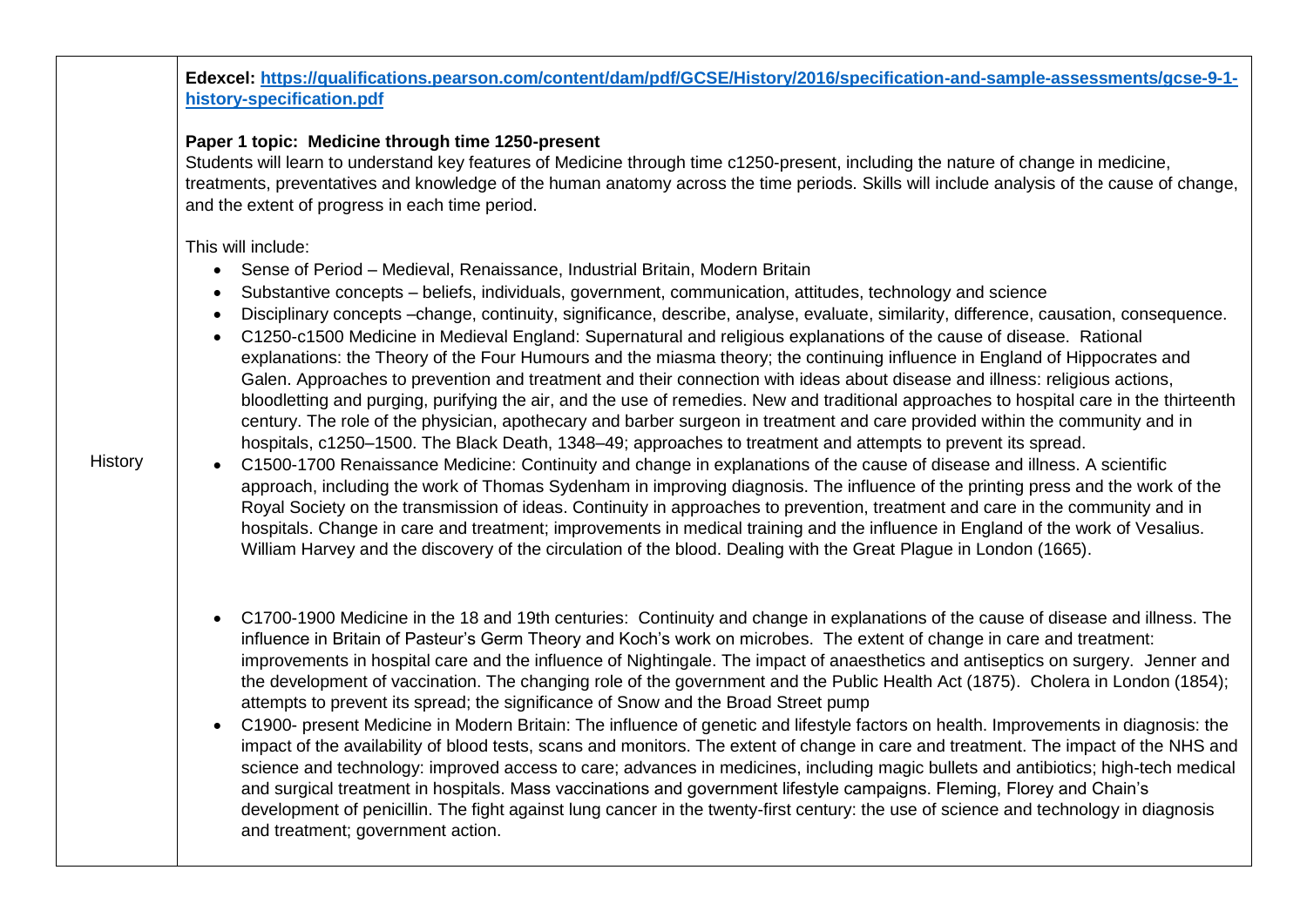| History | **Edexcel: [https://qualifications.pearson.com/content/dam/pdf/GCSE/History/2016/specification-and-sample-assessments/gcse-9-1-history-specification.pdf](https://qualifications.pearson.com/content/dam/pdf/GCSE/History/2016/specification-and-sample-assessments/gcse-9-1-history-specification.pdf)**<br><br>**Paper 1 topic: Medicine through time 1250-present**<br>Students will learn to understand key features of Medicine through time c1250-present, including the nature of change in medicine, treatments, preventatives and knowledge of the human anatomy across the time periods. Skills will include analysis of the cause of change, and the extent of progress in each time period.<br><br>This will include:<br>• Sense of Period – Medieval, Renaissance, Industrial Britain, Modern Britain<br>• Substantive concepts – beliefs, individuals, government, communication, attitudes, technology and science<br>• Disciplinary concepts –change, continuity, significance, describe, analyse, evaluate, similarity, difference, causation, consequence.<br>• C1250-c1500 Medicine in Medieval England: Supernatural and religious explanations of the cause of disease. Rational explanations: the Theory of the Four Humours and the miasma theory; the continuing influence in England of Hippocrates and Galen. Approaches to prevention and treatment and their connection with ideas about disease and illness: religious actions, bloodletting and purging, purifying the air, and the use of remedies. New and traditional approaches to hospital care in the thirteenth century. The role of the physician, apothecary and barber surgeon in treatment and care provided within the community and in hospitals, c1250–1500. The Black Death, 1348–49; approaches to treatment and attempts to prevent its spread.<br>• C1500-1700 Renaissance Medicine: Continuity and change in explanations of the cause of disease and illness. A scientific approach, including the work of Thomas Sydenham in improving diagnosis. The influence of the printing press and the work of the Royal Society on the transmission of ideas. Continuity in approaches to prevention, treatment and care in the community and in hospitals. Change in care and treatment; improvements in medical training and the influence in England of the work of Vesalius. William Harvey and the discovery of the circulation of the blood. Dealing with the Great Plague in London (1665).<br><br>• C1700-1900 Medicine in the 18 and 19th centuries: Continuity and change in explanations of the cause of disease and illness. The influence in Britain of Pasteur's Germ Theory and Koch's work on microbes. The extent of change in care and treatment: improvements in hospital care and the influence of Nightingale. The impact of anaesthetics and antiseptics on surgery. Jenner and the development of vaccination. The changing role of the government and the Public Health Act (1875). Cholera in London (1854); attempts to prevent its spread; the significance of Snow and the Broad Street pump<br>• C1900- present Medicine in Modern Britain: The influence of genetic and lifestyle factors on health. Improvements in diagnosis: the impact of the availability of blood tests, scans and monitors. The extent of change in care and treatment. The impact of the NHS and science and technology: improved access to care; advances in medicines, including magic bullets and antibiotics; high-tech medical and surgical treatment in hospitals. Mass vaccinations and government lifestyle campaigns. Fleming, Florey and Chain's development of penicillin. The fight against lung cancer in the twenty-first century: the use of science and technology in diagnosis and treatment; government action. |
|---|---|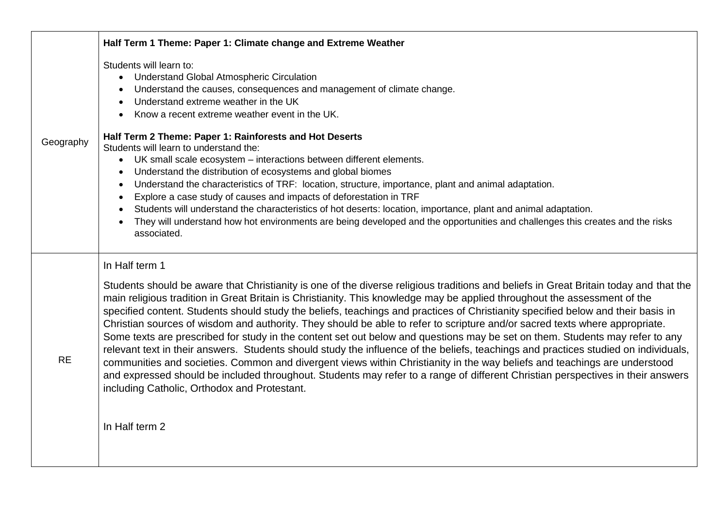| | |
|---|---|
| Geography | **Half Term 1 Theme: Paper 1: Climate change and Extreme Weather**<br><br>Students will learn to:<br>• Understand Global Atmospheric Circulation<br>• Understand the causes, consequences and management of climate change.<br>• Understand extreme weather in the UK<br>• Know a recent extreme weather event in the UK.<br><br>**Half Term 2 Theme: Paper 1: Rainforests and Hot Deserts**<br>Students will learn to understand the:<br>• UK small scale ecosystem – interactions between different elements.<br>• Understand the distribution of ecosystems and global biomes<br>• Understand the characteristics of TRF: location, structure, importance, plant and animal adaptation.<br>• Explore a case study of causes and impacts of deforestation in TRF<br>• Students will understand the characteristics of hot deserts: location, importance, plant and animal adaptation.<br>• They will understand how hot environments are being developed and the opportunities and challenges this creates and the risks associated. |
| RE | In Half term 1<br><br>Students should be aware that Christianity is one of the diverse religious traditions and beliefs in Great Britain today and that the main religious tradition in Great Britain is Christianity. This knowledge may be applied throughout the assessment of the specified content. Students should study the beliefs, teachings and practices of Christianity specified below and their basis in Christian sources of wisdom and authority. They should be able to refer to scripture and/or sacred texts where appropriate. Some texts are prescribed for study in the content set out below and questions may be set on them. Students may refer to any relevant text in their answers. Students should study the influence of the beliefs, teachings and practices studied on individuals, communities and societies. Common and divergent views within Christianity in the way beliefs and teachings are understood and expressed should be included throughout. Students may refer to a range of different Christian perspectives in their answers including Catholic, Orthodox and Protestant.<br><br>In Half term 2 |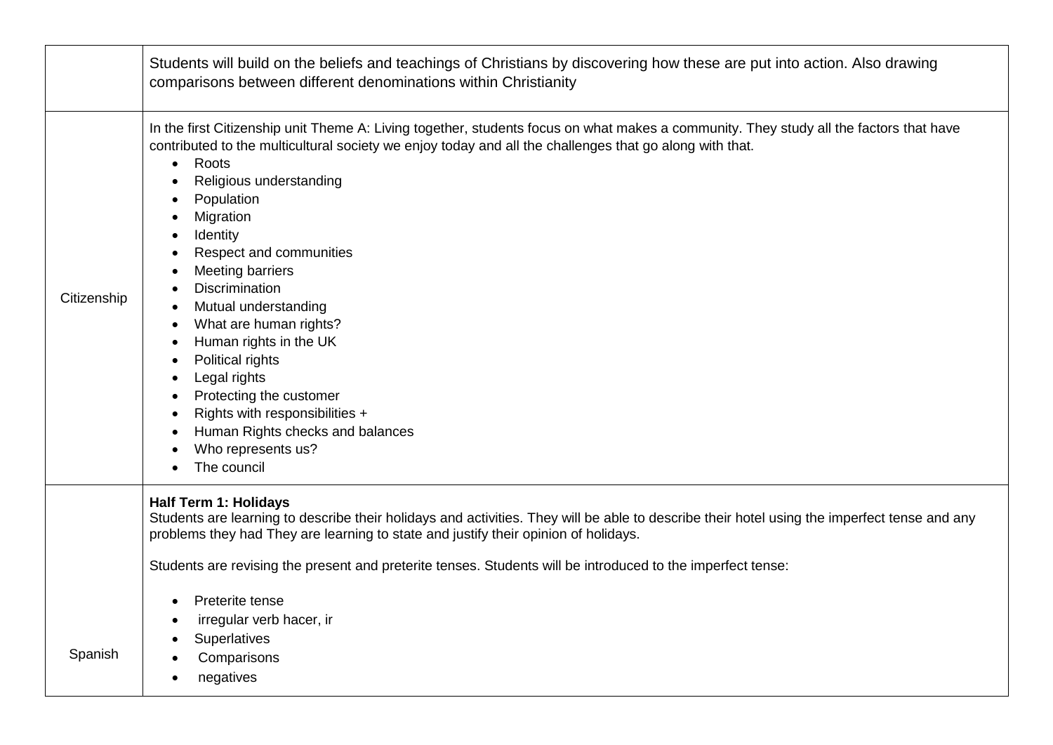| | |
|---|---|
| | Students will build on the beliefs and teachings of Christians by discovering how these are put into action. Also drawing comparisons between different denominations within Christianity |
| Citizenship | In the first Citizenship unit Theme A: Living together, students focus on what makes a community. They study all the factors that have contributed to the multicultural society we enjoy today and all the challenges that go along with that.<br>• Roots<br>• Religious understanding<br>• Population<br>• Migration<br>• Identity<br>• Respect and communities<br>• Meeting barriers<br>• Discrimination<br>• Mutual understanding<br>• What are human rights?<br>• Human rights in the UK<br>• Political rights<br>• Legal rights<br>• Protecting the customer<br>• Rights with responsibilities +<br>• Human Rights checks and balances<br>• Who represents us?<br>• The council |
| Spanish | **Half Term 1: Holidays**<br>Students are learning to describe their holidays and activities. They will be able to describe their hotel using the imperfect tense and any problems they had They are learning to state and justify their opinion of holidays.<br><br>Students are revising the present and preterite tenses. Students will be introduced to the imperfect tense:<br><br>• Preterite tense<br>• irregular verb hacer, ir<br>• Superlatives<br>• Comparisons<br>• negatives |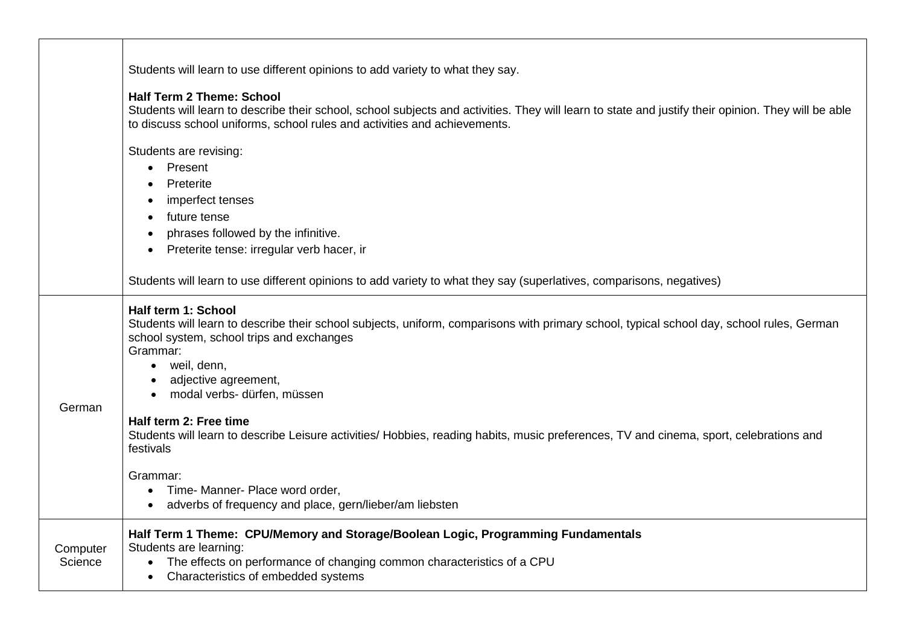| | |
|---|---|
| | Students will learn to use different opinions to add variety to what they say.<br><br>**Half Term 2 Theme: School**<br>Students will learn to describe their school, school subjects and activities. They will learn to state and justify their opinion. They will be able to discuss school uniforms, school rules and activities and achievements.<br><br>Students are revising:<br>• Present<br>• Preterite<br>• imperfect tenses<br>• future tense<br>• phrases followed by the infinitive.<br>• Preterite tense: irregular verb hacer, ir<br><br>Students will learn to use different opinions to add variety to what they say (superlatives, comparisons, negatives) |
| German | **Half term 1: School**<br>Students will learn to describe their school subjects, uniform, comparisons with primary school, typical school day, school rules, German school system, school trips and exchanges<br>Grammar:<br>• weil, denn,<br>• adjective agreement,<br>• modal verbs- dürfen, müssen<br><br>**Half term 2: Free time**<br>Students will learn to describe Leisure activities/ Hobbies, reading habits, music preferences, TV and cinema, sport, celebrations and festivals<br><br>Grammar:<br>• Time- Manner- Place word order,<br>• adverbs of frequency and place, gern/lieber/am liebsten |
| Computer Science | **Half Term 1 Theme: CPU/Memory and Storage/Boolean Logic, Programming Fundamentals**<br>Students are learning:<br>• The effects on performance of changing common characteristics of a CPU<br>• Characteristics of embedded systems |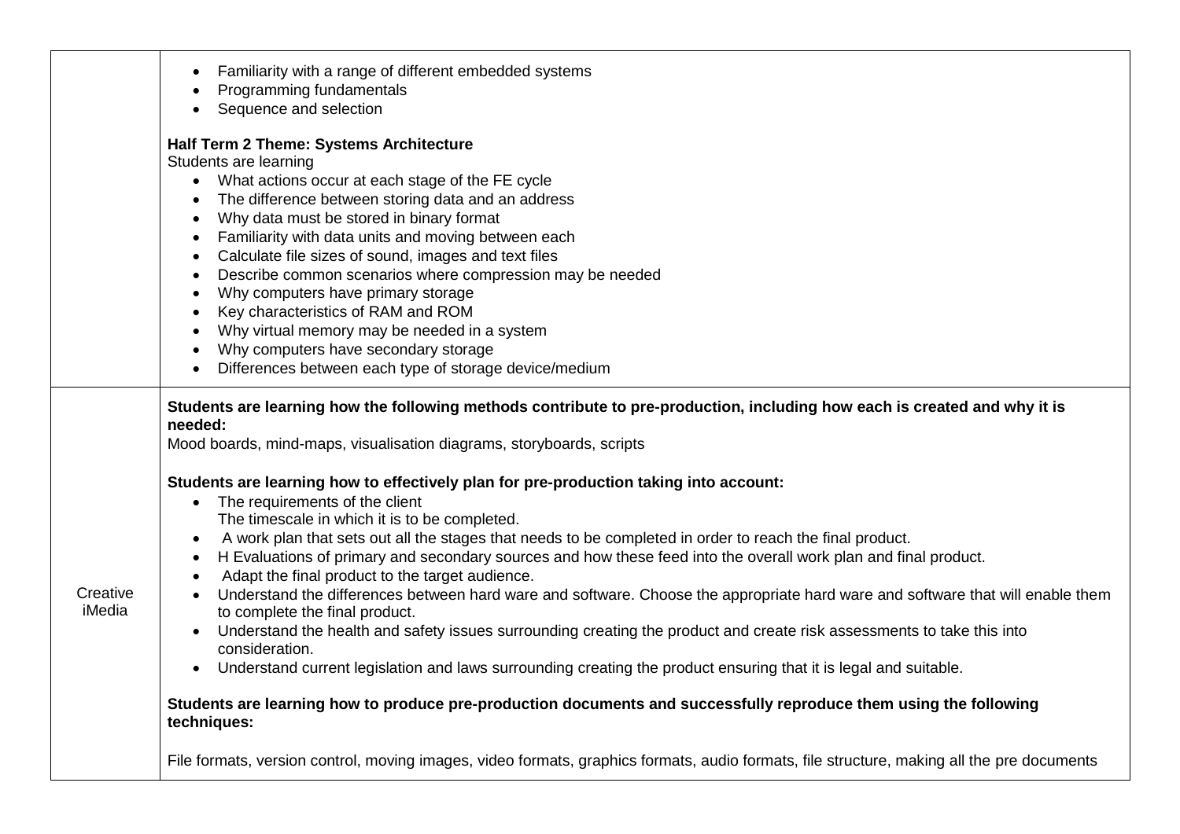| | |
|---|---|
| | • Familiarity with a range of different embedded systems<br>• Programming fundamentals<br>• Sequence and selection<br><br>**Half Term 2 Theme: Systems Architecture**<br>Students are learning<br>• What actions occur at each stage of the FE cycle<br>• The difference between storing data and an address<br>• Why data must be stored in binary format<br>• Familiarity with data units and moving between each<br>• Calculate file sizes of sound, images and text files<br>• Describe common scenarios where compression may be needed<br>• Why computers have primary storage<br>• Key characteristics of RAM and ROM<br>• Why virtual memory may be needed in a system<br>• Why computers have secondary storage<br>• Differences between each type of storage device/medium |
| Creative iMedia | **Students are learning how the following methods contribute to pre-production, including how each is created and why it is needed:**<br>Mood boards, mind-maps, visualisation diagrams, storyboards, scripts<br><br>**Students are learning how to effectively plan for pre-production taking into account:**<br>• The requirements of the client<br>The timescale in which it is to be completed.<br>• A work plan that sets out all the stages that needs to be completed in order to reach the final product.<br>• H Evaluations of primary and secondary sources and how these feed into the overall work plan and final product.<br>• Adapt the final product to the target audience.<br>• Understand the differences between hard ware and software. Choose the appropriate hard ware and software that will enable them to complete the final product.<br>• Understand the health and safety issues surrounding creating the product and create risk assessments to take this into consideration.<br>• Understand current legislation and laws surrounding creating the product ensuring that it is legal and suitable.<br><br>**Students are learning how to produce pre-production documents and successfully reproduce them using the following techniques:**<br><br>File formats, version control, moving images, video formats, graphics formats, audio formats, file structure, making all the pre documents |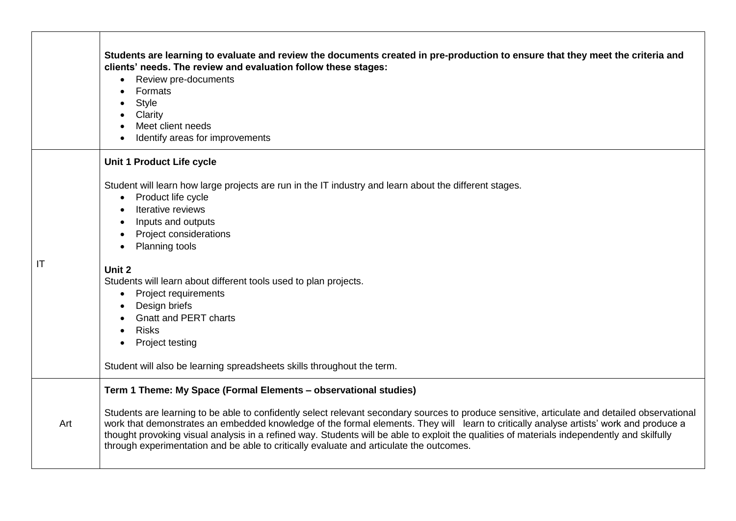| | |
|---|---|
| | **Students are learning to evaluate and review the documents created in pre-production to ensure that they meet the criteria and clients' needs. The review and evaluation follow these stages:**<br>• Review pre-documents<br>• Formats<br>• Style<br>• Clarity<br>• Meet client needs<br>• Identify areas for improvements |
| IT | **Unit 1 Product Life cycle**<br><br>Student will learn how large projects are run in the IT industry and learn about the different stages.<br>• Product life cycle<br>• Iterative reviews<br>• Inputs and outputs<br>• Project considerations<br>• Planning tools<br><br>**Unit 2**<br>Students will learn about different tools used to plan projects.<br>• Project requirements<br>• Design briefs<br>• Gnatt and PERT charts<br>• Risks<br>• Project testing<br><br>Student will also be learning spreadsheets skills throughout the term. |
| Art | **Term 1 Theme: My Space (Formal Elements – observational studies)**<br><br>Students are learning to be able to confidently select relevant secondary sources to produce sensitive, articulate and detailed observational work that demonstrates an embedded knowledge of the formal elements. They will learn to critically analyse artists' work and produce a thought provoking visual analysis in a refined way. Students will be able to exploit the qualities of materials independently and skilfully through experimentation and be able to critically evaluate and articulate the outcomes. |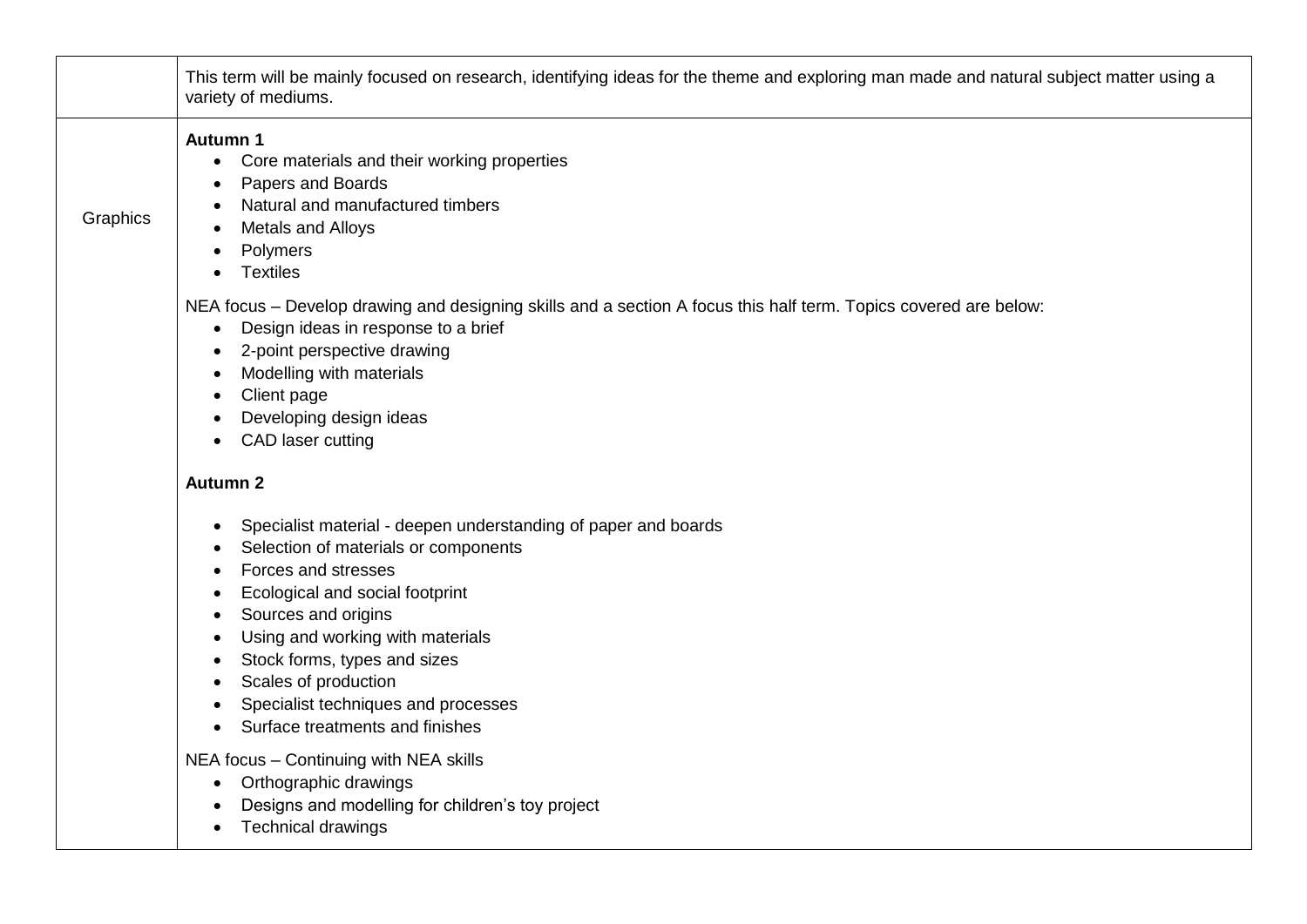| | |
|---|---|
| | This term will be mainly focused on research, identifying ideas for the theme and exploring man made and natural subject matter using a variety of mediums. |
| Graphics | **Autumn 1**<br>• Core materials and their working properties<br>• Papers and Boards<br>• Natural and manufactured timbers<br>• Metals and Alloys<br>• Polymers<br>• Textiles<br><br>NEA focus – Develop drawing and designing skills and a section A focus this half term. Topics covered are below:<br>• Design ideas in response to a brief<br>• 2-point perspective drawing<br>• Modelling with materials<br>• Client page<br>• Developing design ideas<br>• CAD laser cutting<br><br>**Autumn 2**<br><br>• Specialist material - deepen understanding of paper and boards<br>• Selection of materials or components<br>• Forces and stresses<br>• Ecological and social footprint<br>• Sources and origins<br>• Using and working with materials<br>• Stock forms, types and sizes<br>• Scales of production<br>• Specialist techniques and processes<br>• Surface treatments and finishes<br><br>NEA focus – Continuing with NEA skills<br>• Orthographic drawings<br>• Designs and modelling for children's toy project<br>• Technical drawings |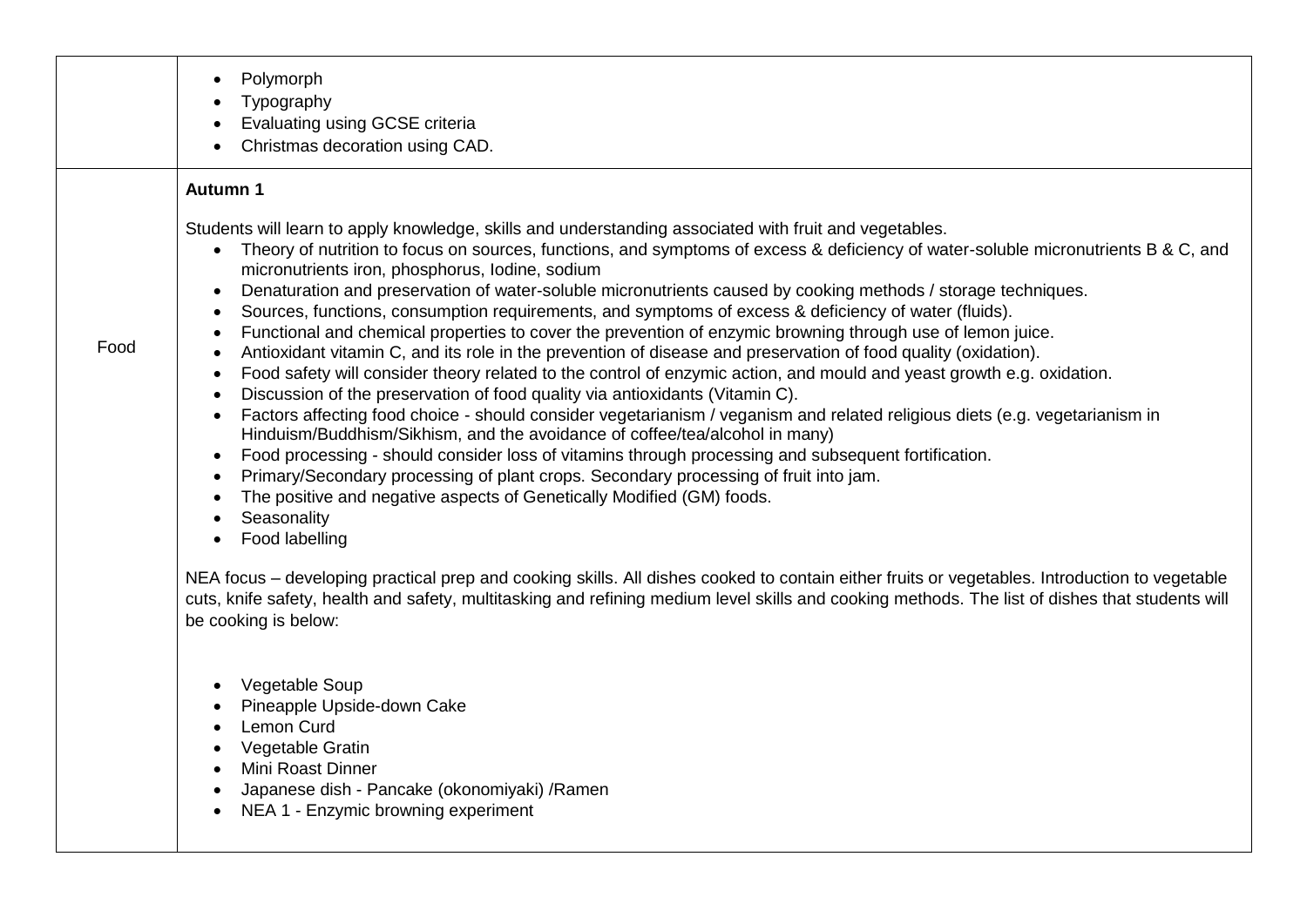| | |
|---|---|
| | • Polymorph<br>• Typography<br>• Evaluating using GCSE criteria<br>• Christmas decoration using CAD. |
| Food | **Autumn 1**<br><br>Students will learn to apply knowledge, skills and understanding associated with fruit and vegetables.<br>• Theory of nutrition to focus on sources, functions, and symptoms of excess & deficiency of water-soluble micronutrients B & C, and micronutrients iron, phosphorus, Iodine, sodium<br>• Denaturation and preservation of water-soluble micronutrients caused by cooking methods / storage techniques.<br>• Sources, functions, consumption requirements, and symptoms of excess & deficiency of water (fluids).<br>• Functional and chemical properties to cover the prevention of enzymic browning through use of lemon juice.<br>• Antioxidant vitamin C, and its role in the prevention of disease and preservation of food quality (oxidation).<br>• Food safety will consider theory related to the control of enzymic action, and mould and yeast growth e.g. oxidation.<br>• Discussion of the preservation of food quality via antioxidants (Vitamin C).<br>• Factors affecting food choice - should consider vegetarianism / veganism and related religious diets (e.g. vegetarianism in Hinduism/Buddhism/Sikhism, and the avoidance of coffee/tea/alcohol in many)<br>• Food processing - should consider loss of vitamins through processing and subsequent fortification.<br>• Primary/Secondary processing of plant crops. Secondary processing of fruit into jam.<br>• The positive and negative aspects of Genetically Modified (GM) foods.<br>• Seasonality<br>• Food labelling<br><br>NEA focus – developing practical prep and cooking skills. All dishes cooked to contain either fruits or vegetables. Introduction to vegetable cuts, knife safety, health and safety, multitasking and refining medium level skills and cooking methods. The list of dishes that students will be cooking is below:<br><br>• Vegetable Soup<br>• Pineapple Upside-down Cake<br>• Lemon Curd<br>• Vegetable Gratin<br>• Mini Roast Dinner<br>• Japanese dish - Pancake (okonomiyaki) /Ramen<br>• NEA 1 - Enzymic browning experiment |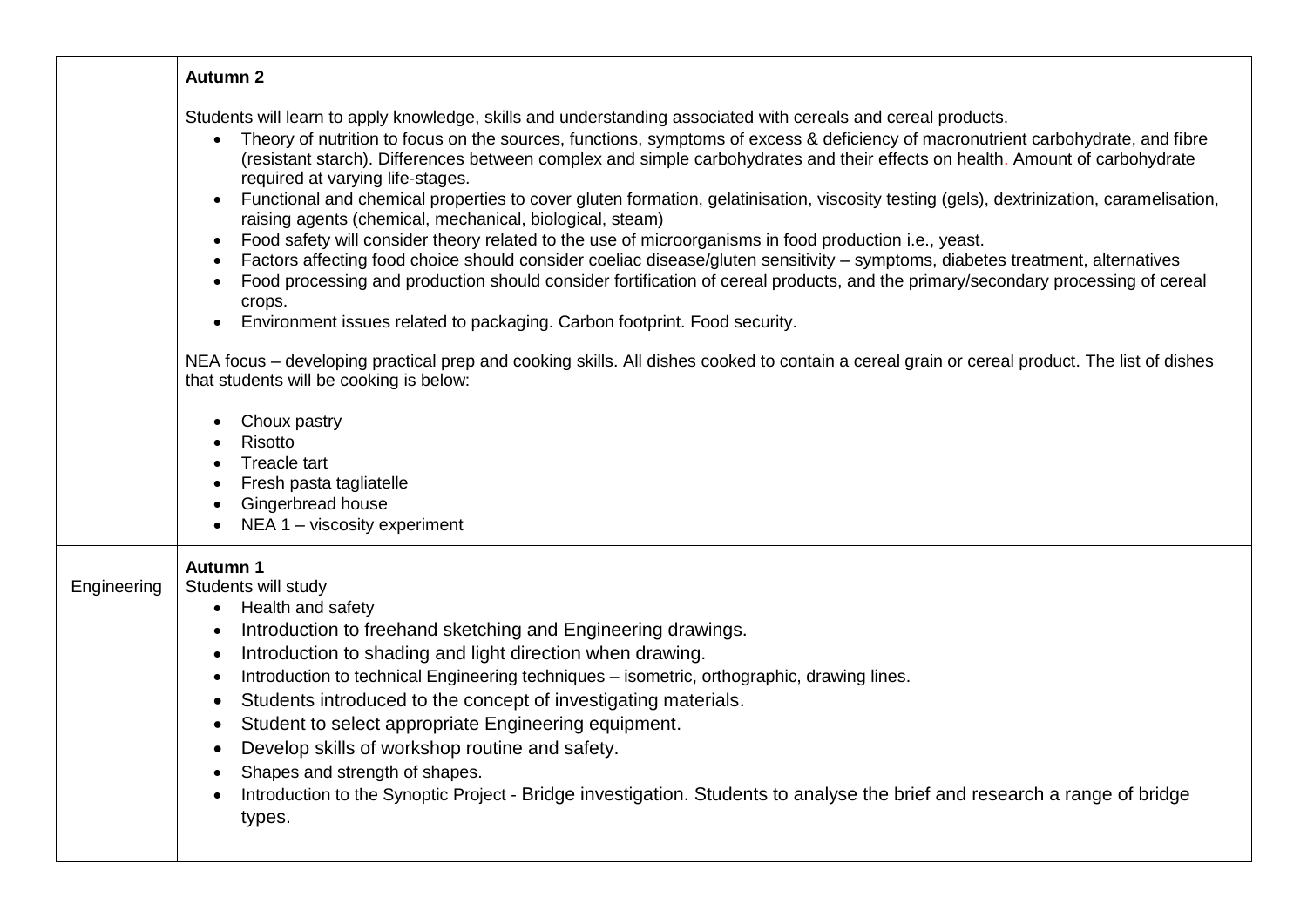| | |
|---|---|
| | **Autumn 2**<br><br>Students will learn to apply knowledge, skills and understanding associated with cereals and cereal products.<br>• Theory of nutrition to focus on the sources, functions, symptoms of excess & deficiency of macronutrient carbohydrate, and fibre (resistant starch). Differences between complex and simple carbohydrates and their effects on health. Amount of carbohydrate required at varying life-stages.<br>• Functional and chemical properties to cover gluten formation, gelatinisation, viscosity testing (gels), dextrinization, caramelisation, raising agents (chemical, mechanical, biological, steam)<br>• Food safety will consider theory related to the use of microorganisms in food production i.e., yeast.<br>• Factors affecting food choice should consider coeliac disease/gluten sensitivity – symptoms, diabetes treatment, alternatives<br>• Food processing and production should consider fortification of cereal products, and the primary/secondary processing of cereal crops.<br>• Environment issues related to packaging. Carbon footprint. Food security.<br><br>NEA focus – developing practical prep and cooking skills. All dishes cooked to contain a cereal grain or cereal product. The list of dishes that students will be cooking is below:<br><br>• Choux pastry<br>• Risotto<br>• Treacle tart<br>• Fresh pasta tagliatelle<br>• Gingerbread house<br>• NEA 1 – viscosity experiment |
| Engineering | **Autumn 1**<br>Students will study<br>• Health and safety<br>• Introduction to freehand sketching and Engineering drawings.<br>• Introduction to shading and light direction when drawing.<br>• Introduction to technical Engineering techniques – isometric, orthographic, drawing lines.<br>• Students introduced to the concept of investigating materials.<br>• Student to select appropriate Engineering equipment.<br>• Develop skills of workshop routine and safety.<br>• Shapes and strength of shapes.<br>• Introduction to the Synoptic Project - Bridge investigation. Students to analyse the brief and research a range of bridge types. |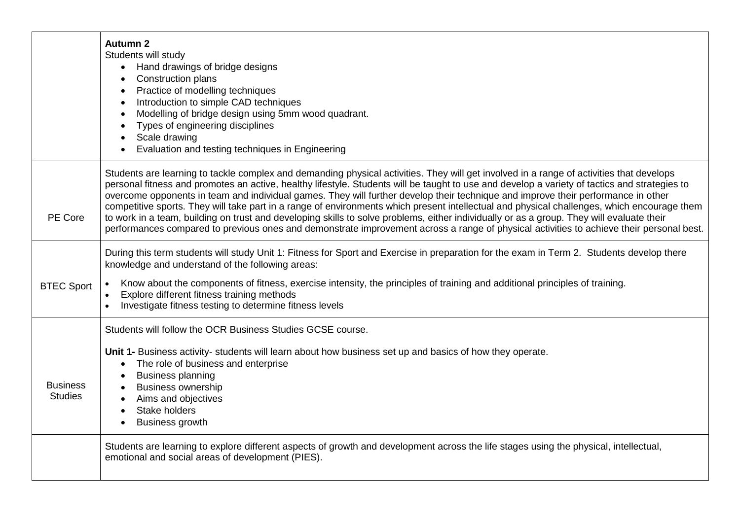| | |
|---|---|
| | **Autumn 2**<br>Students will study<br>• Hand drawings of bridge designs<br>• Construction plans<br>• Practice of modelling techniques<br>• Introduction to simple CAD techniques<br>• Modelling of bridge design using 5mm wood quadrant.<br>• Types of engineering disciplines<br>• Scale drawing<br>• Evaluation and testing techniques in Engineering |
| PE Core | Students are learning to tackle complex and demanding physical activities. They will get involved in a range of activities that develops personal fitness and promotes an active, healthy lifestyle. Students will be taught to use and develop a variety of tactics and strategies to overcome opponents in team and individual games. They will further develop their technique and improve their performance in other competitive sports. They will take part in a range of environments which present intellectual and physical challenges, which encourage them to work in a team, building on trust and developing skills to solve problems, either individually or as a group. They will evaluate their performances compared to previous ones and demonstrate improvement across a range of physical activities to achieve their personal best. |
| BTEC Sport | During this term students will study Unit 1: Fitness for Sport and Exercise in preparation for the exam in Term 2. Students develop there knowledge and understand of the following areas:<br>• Know about the components of fitness, exercise intensity, the principles of training and additional principles of training.<br>• Explore different fitness training methods<br>• Investigate fitness testing to determine fitness levels |
| Business Studies | Students will follow the OCR Business Studies GCSE course.<br><br>**Unit 1-** Business activity- students will learn about how business set up and basics of how they operate.<br>• The role of business and enterprise<br>• Business planning<br>• Business ownership<br>• Aims and objectives<br>• Stake holders<br>• Business growth |
| | Students are learning to explore different aspects of growth and development across the life stages using the physical, intellectual, emotional and social areas of development (PIES). |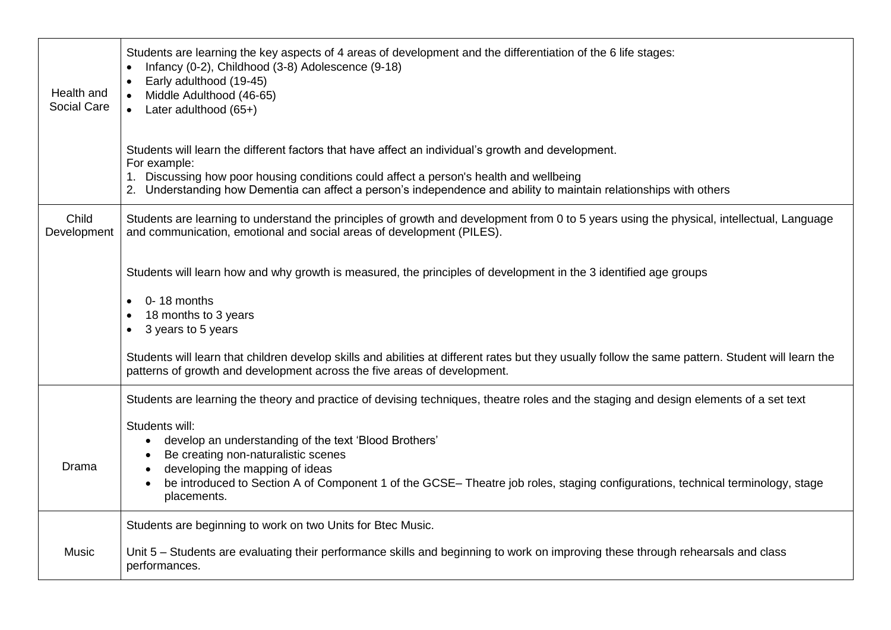| | |
|---|---|
| Health and Social Care | Students are learning the key aspects of 4 areas of development and the differentiation of the 6 life stages:<br>• Infancy (0-2), Childhood (3-8) Adolescence (9-18)<br>• Early adulthood (19-45)<br>• Middle Adulthood (46-65)<br>• Later adulthood (65+)<br><br>Students will learn the different factors that have affect an individual's growth and development.<br>For example:<br>1. Discussing how poor housing conditions could affect a person's health and wellbeing<br>2. Understanding how Dementia can affect a person's independence and ability to maintain relationships with others |
| Child Development | Students are learning to understand the principles of growth and development from 0 to 5 years using the physical, intellectual, Language and communication, emotional and social areas of development (PILES).<br><br>Students will learn how and why growth is measured, the principles of development in the 3 identified age groups<br><br>• 0- 18 months<br>• 18 months to 3 years<br>• 3 years to 5 years<br><br>Students will learn that children develop skills and abilities at different rates but they usually follow the same pattern. Student will learn the patterns of growth and development across the five areas of development. |
| Drama | Students are learning the theory and practice of devising techniques, theatre roles and the staging and design elements of a set text<br><br>Students will:<br>• develop an understanding of the text 'Blood Brothers'<br>• Be creating non-naturalistic scenes<br>• developing the mapping of ideas<br>• be introduced to Section A of Component 1 of the GCSE– Theatre job roles, staging configurations, technical terminology, stage placements. |
| Music | Students are beginning to work on two Units for Btec Music.<br><br>Unit 5 – Students are evaluating their performance skills and beginning to work on improving these through rehearsals and class performances. |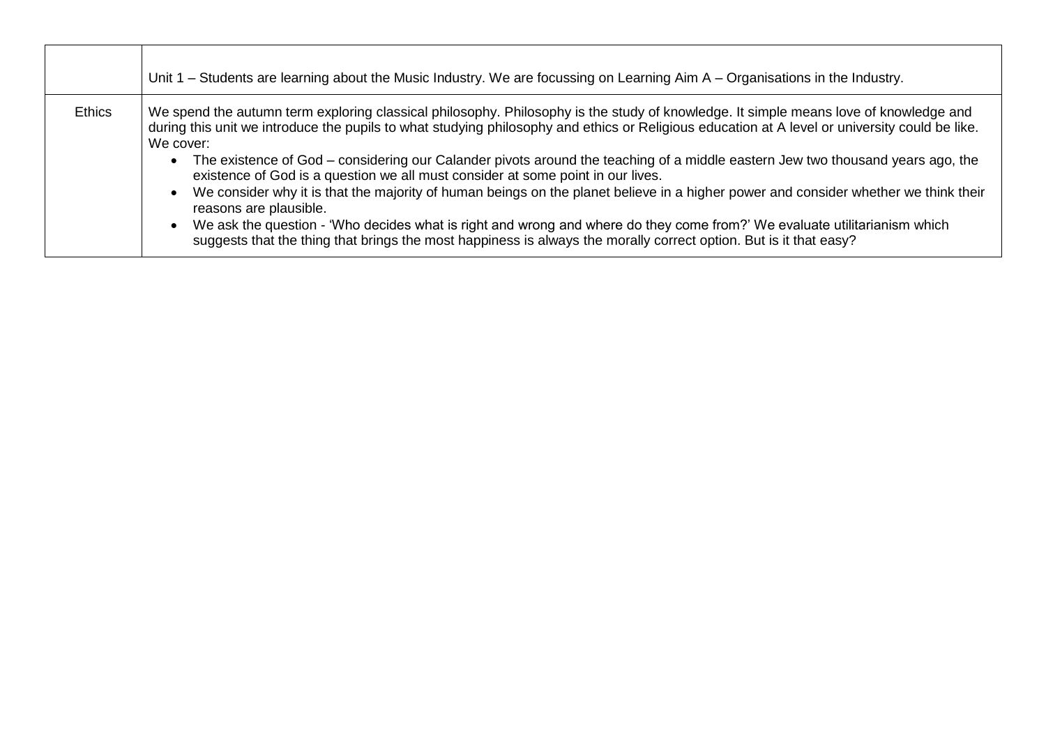| | |
|---|---|
| | Unit 1 – Students are learning about the Music Industry. We are focussing on Learning Aim A – Organisations in the Industry. |
| Ethics | We spend the autumn term exploring classical philosophy. Philosophy is the study of knowledge. It simple means love of knowledge and during this unit we introduce the pupils to what studying philosophy and ethics or Religious education at A level or university could be like. We cover:<br>• The existence of God – considering our Calander pivots around the teaching of a middle eastern Jew two thousand years ago, the existence of God is a question we all must consider at some point in our lives.<br>• We consider why it is that the majority of human beings on the planet believe in a higher power and consider whether we think their reasons are plausible.<br>• We ask the question - 'Who decides what is right and wrong and where do they come from?' We evaluate utilitarianism which suggests that the thing that brings the most happiness is always the morally correct option. But is it that easy? |